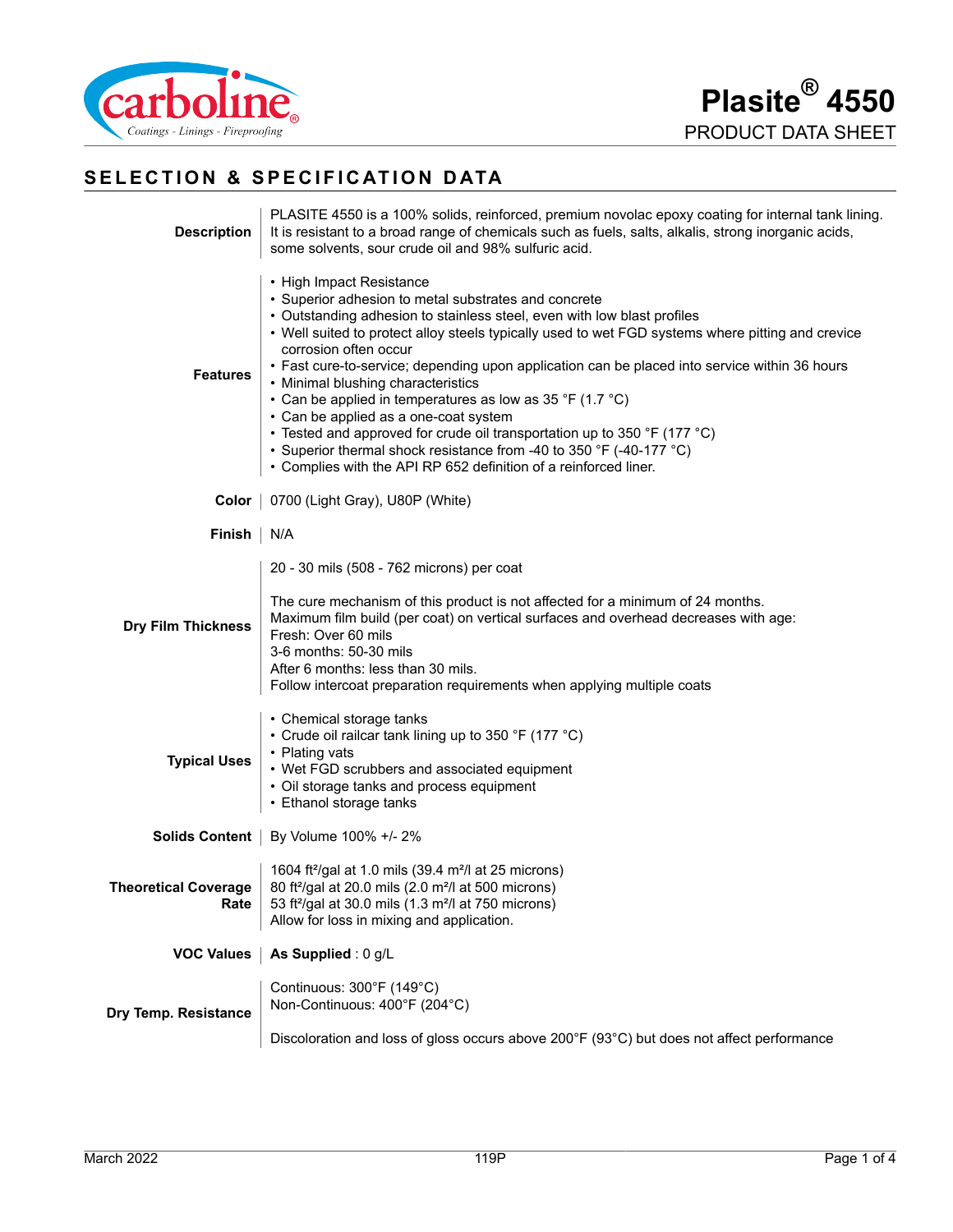# Plasite® 4550

PRODUCT DATA SHEET

## SELECTION & SPECIFICATION DATA

**Description**

PLASITE 4550 is a 100% solids, reinforced, premium novolac epoxy coating for internal tank lining. It is resistant to a broad range of chemicals such as fuels, salts, alkalis, strong inorganic acids, some solvents, sour crude oil and 98% sulfuric acid.

**Features**

- High Impact Resistance
- Superior adhesion to metal substrates and concrete
- Outstanding adhesion to stainless steel, even with low blast profiles
- Well suited to protect alloy steels typically used to wet FGD systems where pitting and crevice corrosion often occur
- Fast cure-to-service; depending upon application can be placed into service within 36 hours
- Minimal blushing characteristics
- Can be applied in temperatures as low as 35 °F (1.7 °C)
- Can be applied as a one-coat system
- Tested and approved for crude oil transportation up to 350 °F (177 °C)
- Superior thermal shock resistance from -40 to 350 °F (-40-177 °C)
- Complies with the API RP 652 definition of a reinforced liner.

**Color**

0700 (Light Gray), U80P (White)

**Finish**

N/A

**Dry Film Thickness**

20 - 30 mils (508 - 762 microns) per coat

The cure mechanism of this product is not affected for a minimum of 24 months.
Maximum film build (per coat) on vertical surfaces and overhead decreases with age:
Fresh: Over 60 mils
3-6 months: 50-30 mils
After 6 months: less than 30 mils.
Follow intercoat preparation requirements when applying multiple coats

**Typical Uses**

- Chemical storage tanks
- Crude oil railcar tank lining up to 350 °F (177 °C)
- Plating vats
- Wet FGD scrubbers and associated equipment
- Oil storage tanks and process equipment
- Ethanol storage tanks

**Solids Content**

By Volume 100% +/- 2%

**Theoretical Coverage Rate**

1604 ft²/gal at 1.0 mils (39.4 m²/l at 25 microns)
80 ft²/gal at 20.0 mils (2.0 m²/l at 500 microns)
53 ft²/gal at 30.0 mils (1.3 m²/l at 750 microns)
Allow for loss in mixing and application.

**VOC Values**

**As Supplied** : 0 g/L

**Dry Temp. Resistance**

Continuous: 300°F (149°C)
Non-Continuous: 400°F (204°C)

Discoloration and loss of gloss occurs above 200°F (93°C) but does not affect performance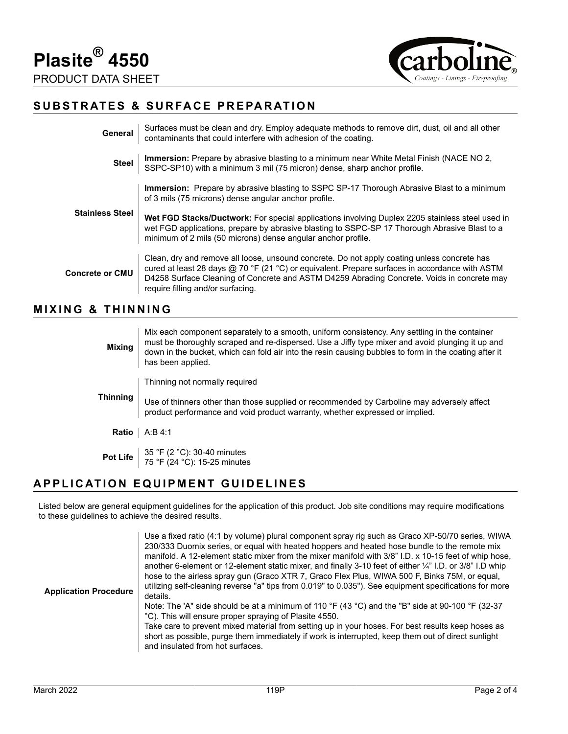# Plasite® 4550

PRODUCT DATA SHEET

## SUBSTRATES & SURFACE PREPARATION

| | |
|---|---|
| **General** | Surfaces must be clean and dry. Employ adequate methods to remove dirt, dust, oil and all other contaminants that could interfere with adhesion of the coating. |
| **Steel** | **Immersion:** Prepare by abrasive blasting to a minimum near White Metal Finish (NACE NO 2, SSPC-SP10) with a minimum 3 mil (75 micron) dense, sharp anchor profile. |
| **Stainless Steel** | **Immersion:** Prepare by abrasive blasting to SSPC SP-17 Thorough Abrasive Blast to a minimum of 3 mils (75 microns) dense angular anchor profile.<br><br>**Wet FGD Stacks/Ductwork:** For special applications involving Duplex 2205 stainless steel used in wet FGD applications, prepare by abrasive blasting to SSPC-SP 17 Thorough Abrasive Blast to a minimum of 2 mils (50 microns) dense angular anchor profile. |
| **Concrete or CMU** | Clean, dry and remove all loose, unsound concrete. Do not apply coating unless concrete has cured at least 28 days @ 70 °F (21 °C) or equivalent. Prepare surfaces in accordance with ASTM D4258 Surface Cleaning of Concrete and ASTM D4259 Abrading Concrete. Voids in concrete may require filling and/or surfacing. |

## MIXING & THINNING

| | |
|---|---|
| **Mixing** | Mix each component separately to a smooth, uniform consistency. Any settling in the container must be thoroughly scraped and re-dispersed. Use a Jiffy type mixer and avoid plunging it up and down in the bucket, which can fold air into the resin causing bubbles to form in the coating after it has been applied. |
| **Thinning** | Thinning not normally required<br><br>Use of thinners other than those supplied or recommended by Carboline may adversely affect product performance and void product warranty, whether expressed or implied. |
| **Ratio** | A:B 4:1 |
| **Pot Life** | 35 °F (2 °C): 30-40 minutes<br>75 °F (24 °C): 15-25 minutes |

## APPLICATION EQUIPMENT GUIDELINES

Listed below are general equipment guidelines for the application of this product. Job site conditions may require modifications to these guidelines to achieve the desired results.

| | |
|---|---|
| **Application Procedure** | Use a fixed ratio (4:1 by volume) plural component spray rig such as Graco XP-50/70 series, WIWA 230/333 Duomix series, or equal with heated hoppers and heated hose bundle to the remote mix manifold. A 12-element static mixer from the mixer manifold with 3/8" I.D. x 10-15 feet of whip hose, another 6-element or 12-element static mixer, and finally 3-10 feet of either ¼" I.D. or 3/8" I.D whip hose to the airless spray gun (Graco XTR 7, Graco Flex Plus, WIWA 500 F, Binks 75M, or equal, utilizing self-cleaning reverse "a" tips from 0.019" to 0.035"). See equipment specifications for more details.<br>Note: The 'A" side should be at a minimum of 110 °F (43 °C) and the "B" side at 90-100 °F (32-37 °C). This will ensure proper spraying of Plasite 4550.<br>Take care to prevent mixed material from setting up in your hoses. For best results keep hoses as short as possible, purge them immediately if work is interrupted, keep them out of direct sunlight and insulated from hot surfaces. |

March 2022 119P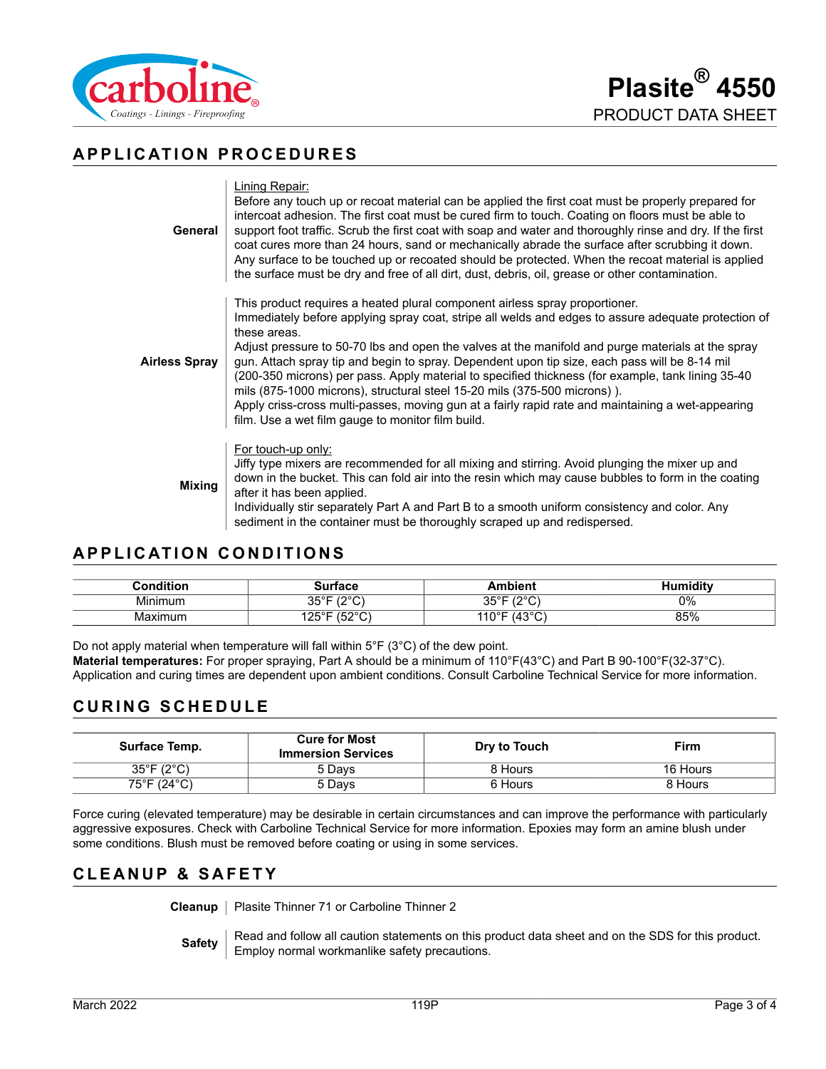# Plasite® 4550

PRODUCT DATA SHEET

## APPLICATION PROCEDURES

**General**

Lining Repair:
Before any touch up or recoat material can be applied the first coat must be properly prepared for intercoat adhesion. The first coat must be cured firm to touch. Coating on floors must be able to support foot traffic. Scrub the first coat with soap and water and thoroughly rinse and dry. If the first coat cures more than 24 hours, sand or mechanically abrade the surface after scrubbing it down. Any surface to be touched up or recoated should be protected. When the recoat material is applied the surface must be dry and free of all dirt, dust, debris, oil, grease or other contamination.

**Airless Spray**

This product requires a heated plural component airless spray proportioner.
Immediately before applying spray coat, stripe all welds and edges to assure adequate protection of these areas.
Adjust pressure to 50-70 lbs and open the valves at the manifold and purge materials at the spray gun. Attach spray tip and begin to spray. Dependent upon tip size, each pass will be 8-14 mil (200-350 microns) per pass. Apply material to specified thickness (for example, tank lining 35-40 mils (875-1000 microns), structural steel 15-20 mils (375-500 microns) ).
Apply criss-cross multi-passes, moving gun at a fairly rapid rate and maintaining a wet-appearing film. Use a wet film gauge to monitor film build.

**Mixing**

For touch-up only:
Jiffy type mixers are recommended for all mixing and stirring. Avoid plunging the mixer up and down in the bucket. This can fold air into the resin which may cause bubbles to form in the coating after it has been applied.
Individually stir separately Part A and Part B to a smooth uniform consistency and color. Any sediment in the container must be thoroughly scraped up and redispersed.

## APPLICATION CONDITIONS

| Condition | Surface | Ambient | Humidity |
|---|---|---|---|
| Minimum | 35°F (2°C) | 35°F (2°C) | 0% |
| Maximum | 125°F (52°C) | 110°F (43°C) | 85% |

Do not apply material when temperature will fall within 5°F (3°C) of the dew point.
**Material temperatures:** For proper spraying, Part A should be a minimum of 110°F(43°C) and Part B 90-100°F(32-37°C).
Application and curing times are dependent upon ambient conditions. Consult Carboline Technical Service for more information.

## CURING SCHEDULE

| Surface Temp. | Cure for Most Immersion Services | Dry to Touch | Firm |
|---|---|---|---|
| 35°F (2°C) | 5 Days | 8 Hours | 16 Hours |
| 75°F (24°C) | 5 Days | 6 Hours | 8 Hours |

Force curing (elevated temperature) may be desirable in certain circumstances and can improve the performance with particularly aggressive exposures. Check with Carboline Technical Service for more information. Epoxies may form an amine blush under some conditions. Blush must be removed before coating or using in some services.

## CLEANUP & SAFETY

**Cleanup**

Plasite Thinner 71 or Carboline Thinner 2

**Safety**

Read and follow all caution statements on this product data sheet and on the SDS for this product. Employ normal workmanlike safety precautions.

March 2022 119P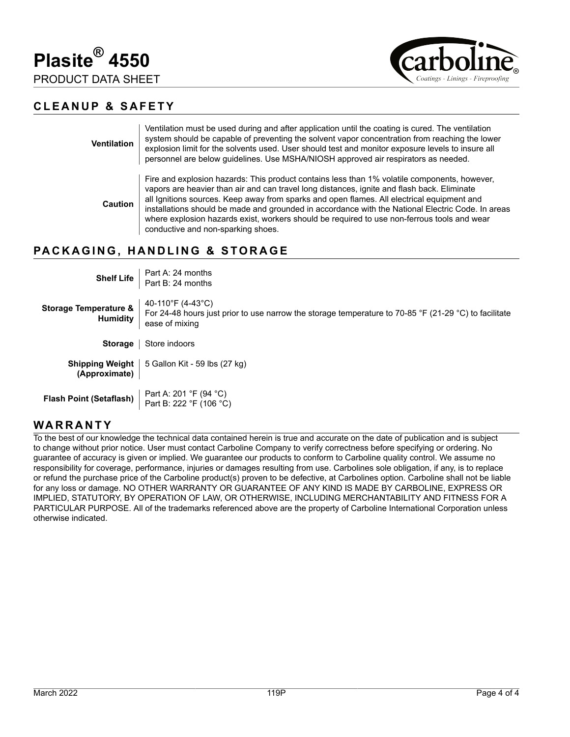# Plasite® 4550

PRODUCT DATA SHEET

## CLEANUP & SAFETY

| | |
|---|---|
| **Ventilation** | Ventilation must be used during and after application until the coating is cured. The ventilation system should be capable of preventing the solvent vapor concentration from reaching the lower explosion limit for the solvents used. User should test and monitor exposure levels to insure all personnel are below guidelines. Use MSHA/NIOSH approved air respirators as needed. |
| **Caution** | Fire and explosion hazards: This product contains less than 1% volatile components, however, vapors are heavier than air and can travel long distances, ignite and flash back. Eliminate all Ignitions sources. Keep away from sparks and open flames. All electrical equipment and installations should be made and grounded in accordance with the National Electric Code. In areas where explosion hazards exist, workers should be required to use non-ferrous tools and wear conductive and non-sparking shoes. |

## PACKAGING, HANDLING & STORAGE

| | |
|---|---|
| **Shelf Life** | Part A: 24 months<br>Part B: 24 months |
| **Storage Temperature & Humidity** | 40-110°F (4-43°C)<br>For 24-48 hours just prior to use narrow the storage temperature to 70-85 °F (21-29 °C) to facilitate ease of mixing |
| **Storage** | Store indoors |
| **Shipping Weight (Approximate)** | 5 Gallon Kit - 59 lbs (27 kg) |
| **Flash Point (Setaflash)** | Part A: 201 °F (94 °C)<br>Part B: 222 °F (106 °C) |

## WARRANTY

To the best of our knowledge the technical data contained herein is true and accurate on the date of publication and is subject to change without prior notice. User must contact Carboline Company to verify correctness before specifying or ordering. No guarantee of accuracy is given or implied. We guarantee our products to conform to Carboline quality control. We assume no responsibility for coverage, performance, injuries or damages resulting from use. Carbolines sole obligation, if any, is to replace or refund the purchase price of the Carboline product(s) proven to be defective, at Carbolines option. Carboline shall not be liable for any loss or damage. NO OTHER WARRANTY OR GUARANTEE OF ANY KIND IS MADE BY CARBOLINE, EXPRESS OR IMPLIED, STATUTORY, BY OPERATION OF LAW, OR OTHERWISE, INCLUDING MERCHANTABILITY AND FITNESS FOR A PARTICULAR PURPOSE. All of the trademarks referenced above are the property of Carboline International Corporation unless otherwise indicated.

March 2022 119P